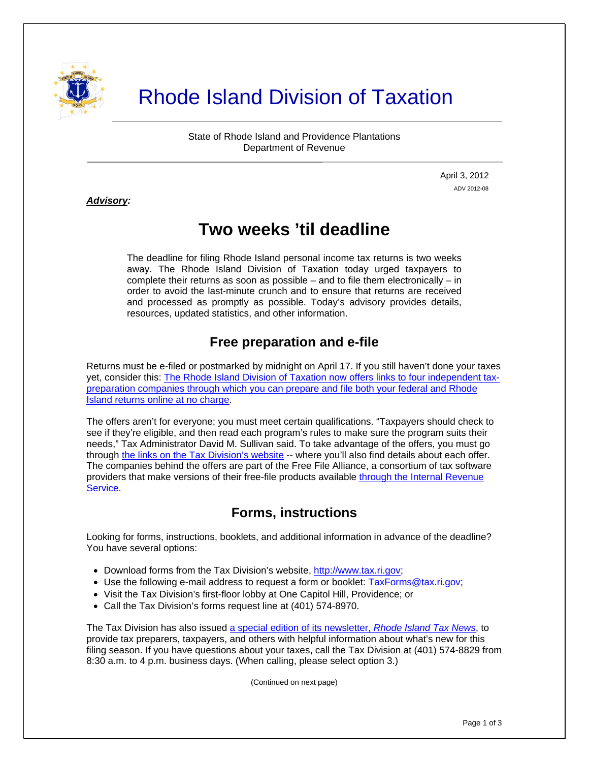# Rhode Island Division of Taxation

State of Rhode Island and Providence Plantations
Department of Revenue

April 3, 2012

ADV 2012-08

***Advisory:***

## Two weeks 'til deadline

The deadline for filing Rhode Island personal income tax returns is two weeks away. The Rhode Island Division of Taxation today urged taxpayers to complete their returns as soon as possible – and to file them electronically – in order to avoid the last-minute crunch and to ensure that returns are received and processed as promptly as possible. Today's advisory provides details, resources, updated statistics, and other information.

### Free preparation and e-file

Returns must be e-filed or postmarked by midnight on April 17. If you still haven't done your taxes yet, consider this: The Rhode Island Division of Taxation now offers links to four independent tax-preparation companies through which you can prepare and file both your federal and Rhode Island returns online at no charge.

The offers aren't for everyone; you must meet certain qualifications. "Taxpayers should check to see if they're eligible, and then read each program's rules to make sure the program suits their needs," Tax Administrator David M. Sullivan said. To take advantage of the offers, you must go through the links on the Tax Division's website -- where you'll also find details about each offer. The companies behind the offers are part of the Free File Alliance, a consortium of tax software providers that make versions of their free-file products available through the Internal Revenue Service.

### Forms, instructions

Looking for forms, instructions, booklets, and additional information in advance of the deadline? You have several options:

- Download forms from the Tax Division's website, http://www.tax.ri.gov;
- Use the following e-mail address to request a form or booklet: TaxForms@tax.ri.gov;
- Visit the Tax Division's first-floor lobby at One Capitol Hill, Providence; or
- Call the Tax Division's forms request line at (401) 574-8970.

The Tax Division has also issued a special edition of its newsletter, *Rhode Island Tax News*, to provide tax preparers, taxpayers, and others with helpful information about what's new for this filing season. If you have questions about your taxes, call the Tax Division at (401) 574-8829 from 8:30 a.m. to 4 p.m. business days. (When calling, please select option 3.)

(Continued on next page)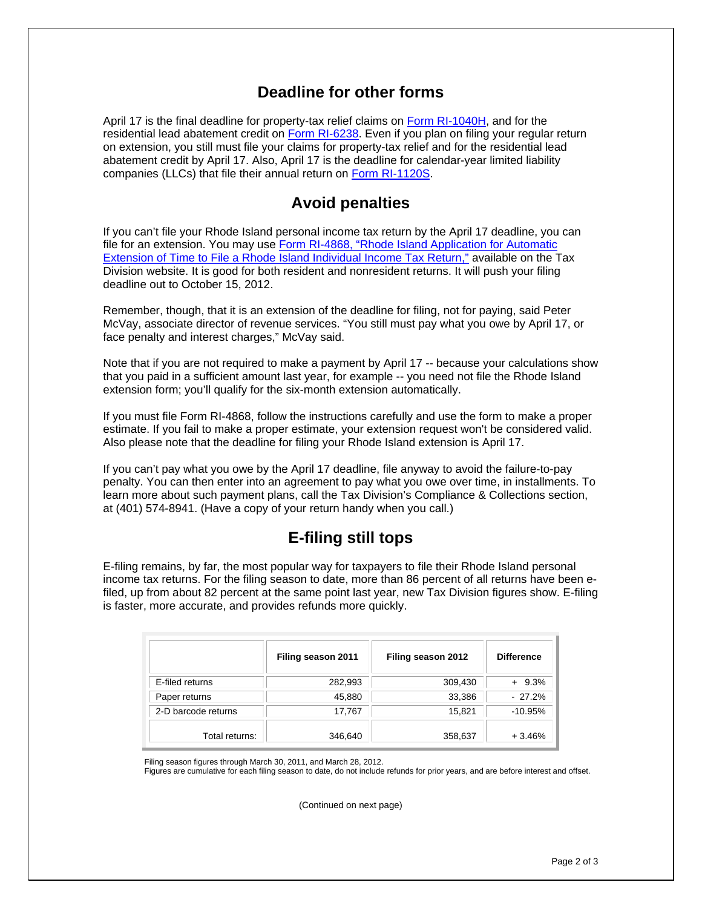## Deadline for other forms

April 17 is the final deadline for property-tax relief claims on [Form RI-1040H](), and for the residential lead abatement credit on [Form RI-6238](). Even if you plan on filing your regular return on extension, you still must file your claims for property-tax relief and for the residential lead abatement credit by April 17. Also, April 17 is the deadline for calendar-year limited liability companies (LLCs) that file their annual return on [Form RI-1120S]().

## Avoid penalties

If you can't file your Rhode Island personal income tax return by the April 17 deadline, you can file for an extension. You may use [Form RI-4868, "Rhode Island Application for Automatic Extension of Time to File a Rhode Island Individual Income Tax Return,"]() available on the Tax Division website. It is good for both resident and nonresident returns. It will push your filing deadline out to October 15, 2012.

Remember, though, that it is an extension of the deadline for filing, not for paying, said Peter McVay, associate director of revenue services. "You still must pay what you owe by April 17, or face penalty and interest charges," McVay said.

Note that if you are not required to make a payment by April 17 -- because your calculations show that you paid in a sufficient amount last year, for example -- you need not file the Rhode Island extension form; you'll qualify for the six-month extension automatically.

If you must file Form RI-4868, follow the instructions carefully and use the form to make a proper estimate. If you fail to make a proper estimate, your extension request won't be considered valid. Also please note that the deadline for filing your Rhode Island extension is April 17.

If you can't pay what you owe by the April 17 deadline, file anyway to avoid the failure-to-pay penalty. You can then enter into an agreement to pay what you owe over time, in installments. To learn more about such payment plans, call the Tax Division's Compliance & Collections section, at (401) 574-8941. (Have a copy of your return handy when you call.)

## E-filing still tops

E-filing remains, by far, the most popular way for taxpayers to file their Rhode Island personal income tax returns. For the filing season to date, more than 86 percent of all returns have been e-filed, up from about 82 percent at the same point last year, new Tax Division figures show. E-filing is faster, more accurate, and provides refunds more quickly.

| | Filing season 2011 | Filing season 2012 | Difference |
|---|---|---|---|
| E-filed returns | 282,993 | 309,430 | + 9.3% |
| Paper returns | 45,880 | 33,386 | - 27.2% |
| 2-D barcode returns | 17,767 | 15,821 | -10.95% |
| Total returns: | 346,640 | 358,637 | + 3.46% |

Filing season figures through March 30, 2011, and March 28, 2012.
Figures are cumulative for each filing season to date, do not include refunds for prior years, and are before interest and offset.

(Continued on next page)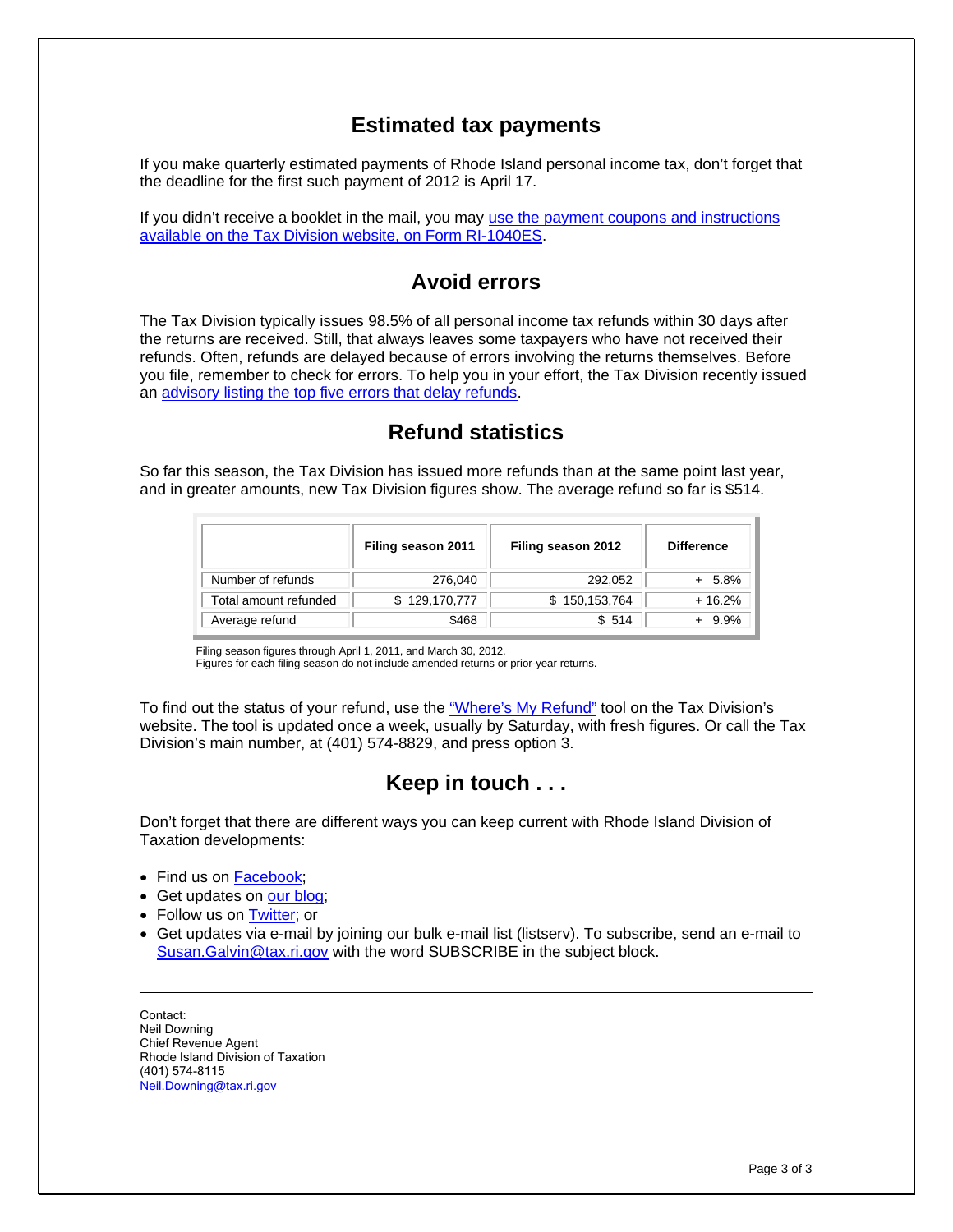## Estimated tax payments

If you make quarterly estimated payments of Rhode Island personal income tax, don't forget that the deadline for the first such payment of 2012 is April 17.

If you didn't receive a booklet in the mail, you may use the payment coupons and instructions available on the Tax Division website, on Form RI-1040ES.

## Avoid errors

The Tax Division typically issues 98.5% of all personal income tax refunds within 30 days after the returns are received. Still, that always leaves some taxpayers who have not received their refunds. Often, refunds are delayed because of errors involving the returns themselves. Before you file, remember to check for errors. To help you in your effort, the Tax Division recently issued an advisory listing the top five errors that delay refunds.

## Refund statistics

So far this season, the Tax Division has issued more refunds than at the same point last year, and in greater amounts, new Tax Division figures show. The average refund so far is $514.

| | Filing season 2011 | Filing season 2012 | Difference |
|---|---|---|---|
| Number of refunds | 276,040 | 292,052 | + 5.8% |
| Total amount refunded | $ 129,170,777 | $ 150,153,764 | + 16.2% |
| Average refund | $468 | $ 514 | + 9.9% |

Filing season figures through April 1, 2011, and March 30, 2012.
Figures for each filing season do not include amended returns or prior-year returns.

To find out the status of your refund, use the "Where's My Refund" tool on the Tax Division's website. The tool is updated once a week, usually by Saturday, with fresh figures. Or call the Tax Division's main number, at (401) 574-8829, and press option 3.

## Keep in touch . . .

Don't forget that there are different ways you can keep current with Rhode Island Division of Taxation developments:

- Find us on Facebook;
- Get updates on our blog;
- Follow us on Twitter; or
- Get updates via e-mail by joining our bulk e-mail list (listserv). To subscribe, send an e-mail to Susan.Galvin@tax.ri.gov with the word SUBSCRIBE in the subject block.

---

Contact:
Neil Downing
Chief Revenue Agent
Rhode Island Division of Taxation
(401) 574-8115
Neil.Downing@tax.ri.gov